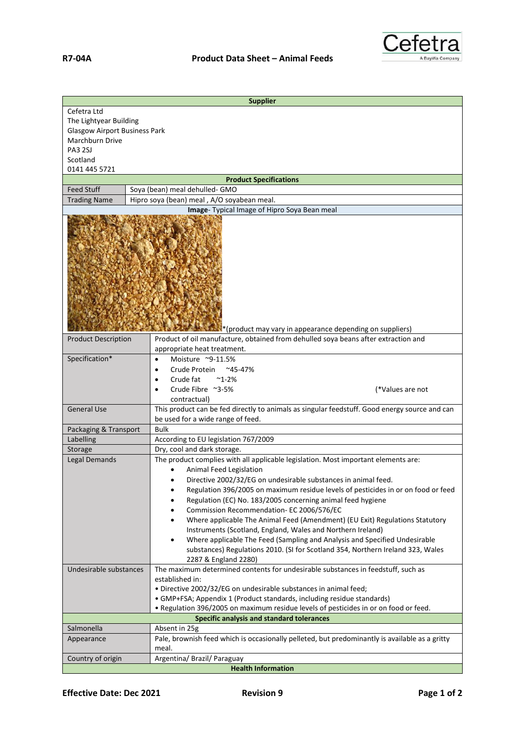**R7-04A** **Product Data Sheet – Animal Feeds**

Cefetra
A BayWa Company

| **Supplier** | |
|---|---|
| Cefetra Ltd<br>The Lightyear Building<br>Glasgow Airport Business Park<br>Marchburn Drive<br>PA3 2SJ<br>Scotland<br>0141 445 5721 | |
| **Product Specifications** | |
| Feed Stuff | Soya (bean) meal dehulled- GMO |
| Trading Name | Hipro soya (bean) meal , A/O soyabean meal. |
| **Image**- Typical Image of Hipro Soya Bean meal | |
| *(product may vary in appearance depending on suppliers) | |
| Product Description | Product of oil manufacture, obtained from dehulled soya beans after extraction and appropriate heat treatment. |
| Specification* | • Moisture ~9-11.5%<br>• Crude Protein ~45-47%<br>• Crude fat ~1-2%<br>• Crude Fibre ~3-5% (*Values are not contractual) |
| General Use | This product can be fed directly to animals as singular feedstuff. Good energy source and can be used for a wide range of feed. |
| Packaging & Transport | Bulk |
| Labelling | According to EU legislation 767/2009 |
| Storage | Dry, cool and dark storage. |
| Legal Demands | The product complies with all applicable legislation. Most important elements are:<br>• Animal Feed Legislation<br>• Directive 2002/32/EG on undesirable substances in animal feed.<br>• Regulation 396/2005 on maximum residue levels of pesticides in or on food or feed<br>• Regulation (EC) No. 183/2005 concerning animal feed hygiene<br>• Commission Recommendation- EC 2006/576/EC<br>• Where applicable The Animal Feed (Amendment) (EU Exit) Regulations Statutory Instruments (Scotland, England, Wales and Northern Ireland)<br>• Where applicable The Feed (Sampling and Analysis and Specified Undesirable substances) Regulations 2010. (SI for Scotland 354, Northern Ireland 323, Wales 2287 & England 2280) |
| Undesirable substances | The maximum determined contents for undesirable substances in feedstuff, such as established in:<br>• Directive 2002/32/EG on undesirable substances in animal feed;<br>• GMP+FSA; Appendix 1 (Product standards, including residue standards)<br>• Regulation 396/2005 on maximum residue levels of pesticides in or on food or feed. |
| **Specific analysis and standard tolerances** | |
| Salmonella | Absent in 25g |
| Appearance | Pale, brownish feed which is occasionally pelleted, but predominantly is available as a gritty meal. |
| Country of origin | Argentina/ Brazil/ Paraguay |
| **Health Information** | |

**Effective Date: Dec 2021** **Revision 9**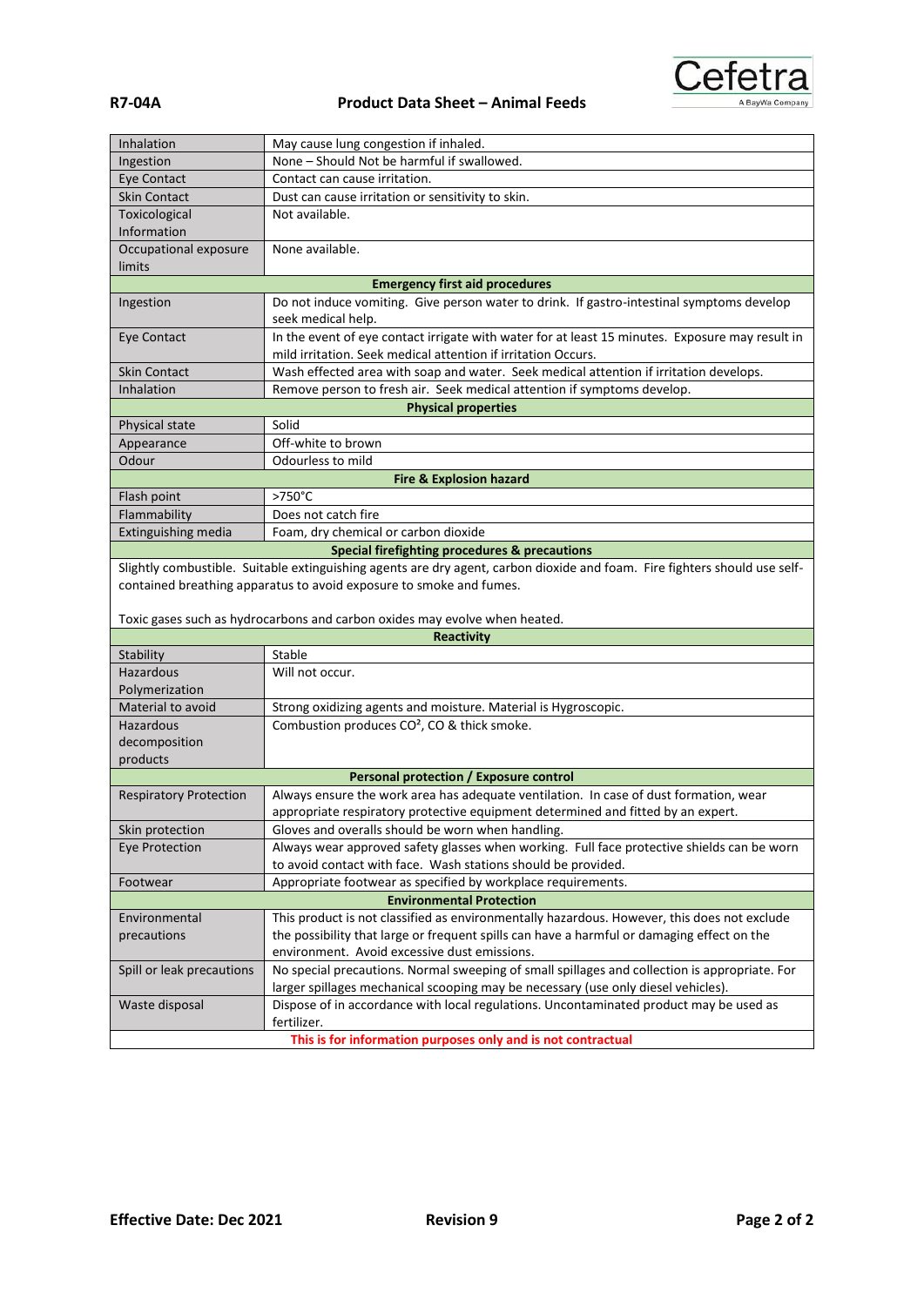| | |
|---|---|
| Inhalation | May cause lung congestion if inhaled. |
| Ingestion | None – Should Not be harmful if swallowed. |
| Eye Contact | Contact can cause irritation. |
| Skin Contact | Dust can cause irritation or sensitivity to skin. |
| Toxicological Information | Not available. |
| Occupational exposure limits | None available. |
| **Emergency first aid procedures** | |
| Ingestion | Do not induce vomiting. Give person water to drink. If gastro-intestinal symptoms develop seek medical help. |
| Eye Contact | In the event of eye contact irrigate with water for at least 15 minutes. Exposure may result in mild irritation. Seek medical attention if irritation Occurs. |
| Skin Contact | Wash effected area with soap and water. Seek medical attention if irritation develops. |
| Inhalation | Remove person to fresh air. Seek medical attention if symptoms develop. |
| **Physical properties** | |
| Physical state | Solid |
| Appearance | Off-white to brown |
| Odour | Odourless to mild |
| **Fire & Explosion hazard** | |
| Flash point | >750°C |
| Flammability | Does not catch fire |
| Extinguishing media | Foam, dry chemical or carbon dioxide |
| **Special firefighting procedures & precautions** | |
| Slightly combustible. Suitable extinguishing agents are dry agent, carbon dioxide and foam. Fire fighters should use self-contained breathing apparatus to avoid exposure to smoke and fumes.<br><br>Toxic gases such as hydrocarbons and carbon oxides may evolve when heated. | |
| **Reactivity** | |
| Stability | Stable |
| Hazardous Polymerization | Will not occur. |
| Material to avoid | Strong oxidizing agents and moisture. Material is Hygroscopic. |
| Hazardous decomposition products | Combustion produces $CO^2$, CO & thick smoke. |
| **Personal protection / Exposure control** | |
| Respiratory Protection | Always ensure the work area has adequate ventilation. In case of dust formation, wear appropriate respiratory protective equipment determined and fitted by an expert. |
| Skin protection | Gloves and overalls should be worn when handling. |
| Eye Protection | Always wear approved safety glasses when working. Full face protective shields can be worn to avoid contact with face. Wash stations should be provided. |
| Footwear | Appropriate footwear as specified by workplace requirements. |
| **Environmental Protection** | |
| Environmental precautions | This product is not classified as environmentally hazardous. However, this does not exclude the possibility that large or frequent spills can have a harmful or damaging effect on the environment. Avoid excessive dust emissions. |
| Spill or leak precautions | No special precautions. Normal sweeping of small spillages and collection is appropriate. For larger spillages mechanical scooping may be necessary (use only diesel vehicles). |
| Waste disposal | Dispose of in accordance with local regulations. Uncontaminated product may be used as fertilizer. |
| **This is for information purposes only and is not contractual** | |